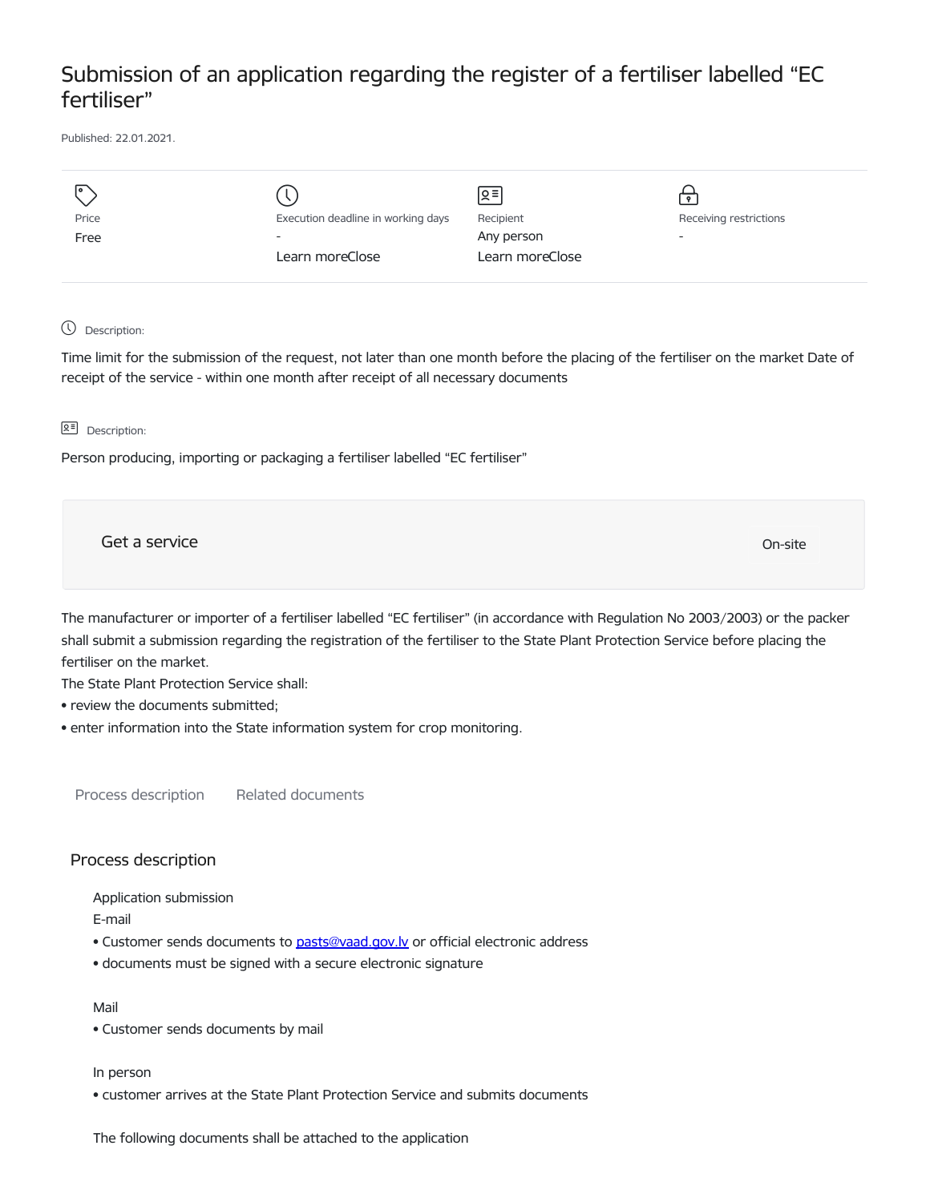# Submission of an application regarding the register of a fertiliser labelled “EC fertiliser”

Published: 22.01.2021.

| Price | Execution deadline in working days | Recipient | Receiving restrictions |
|---|---|---|---|
| Free | - | Any person | - |
| | Learn moreClose | Learn moreClose | |

Description:

Time limit for the submission of the request, not later than one month before the placing of the fertiliser on the market Date of receipt of the service - within one month after receipt of all necessary documents

Description:

Person producing, importing or packaging a fertiliser labelled “EC fertiliser”

Get a service

On-site

The manufacturer or importer of a fertiliser labelled “EC fertiliser” (in accordance with Regulation No 2003/2003) or the packer shall submit a submission regarding the registration of the fertiliser to the State Plant Protection Service before placing the fertiliser on the market.

The State Plant Protection Service shall:

- review the documents submitted;
- enter information into the State information system for crop monitoring.

Process description | Related documents

## Process description

Application submission

E-mail

- Customer sends documents to [pasts@vaad.gov.lv](mailto:pasts@vaad.gov.lv) or official electronic address
- documents must be signed with a secure electronic signature

Mail

- Customer sends documents by mail

In person

- customer arrives at the State Plant Protection Service and submits documents

The following documents shall be attached to the application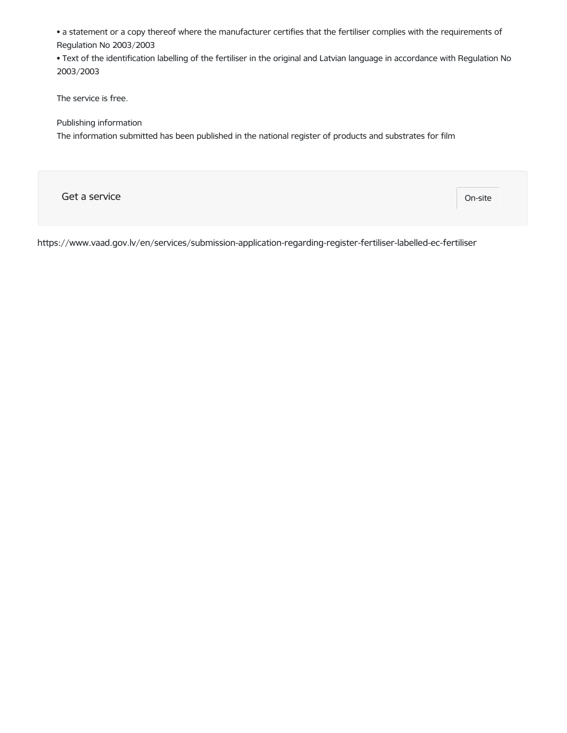- a statement or a copy thereof where the manufacturer certifies that the fertiliser complies with the requirements of Regulation No 2003/2003
- Text of the identification labelling of the fertiliser in the original and Latvian language in accordance with Regulation No 2003/2003

The service is free.

Publishing information

The information submitted has been published in the national register of products and substrates for film

Get a service

On-site

https://www.vaad.gov.lv/en/services/submission-application-regarding-register-fertiliser-labelled-ec-fertiliser